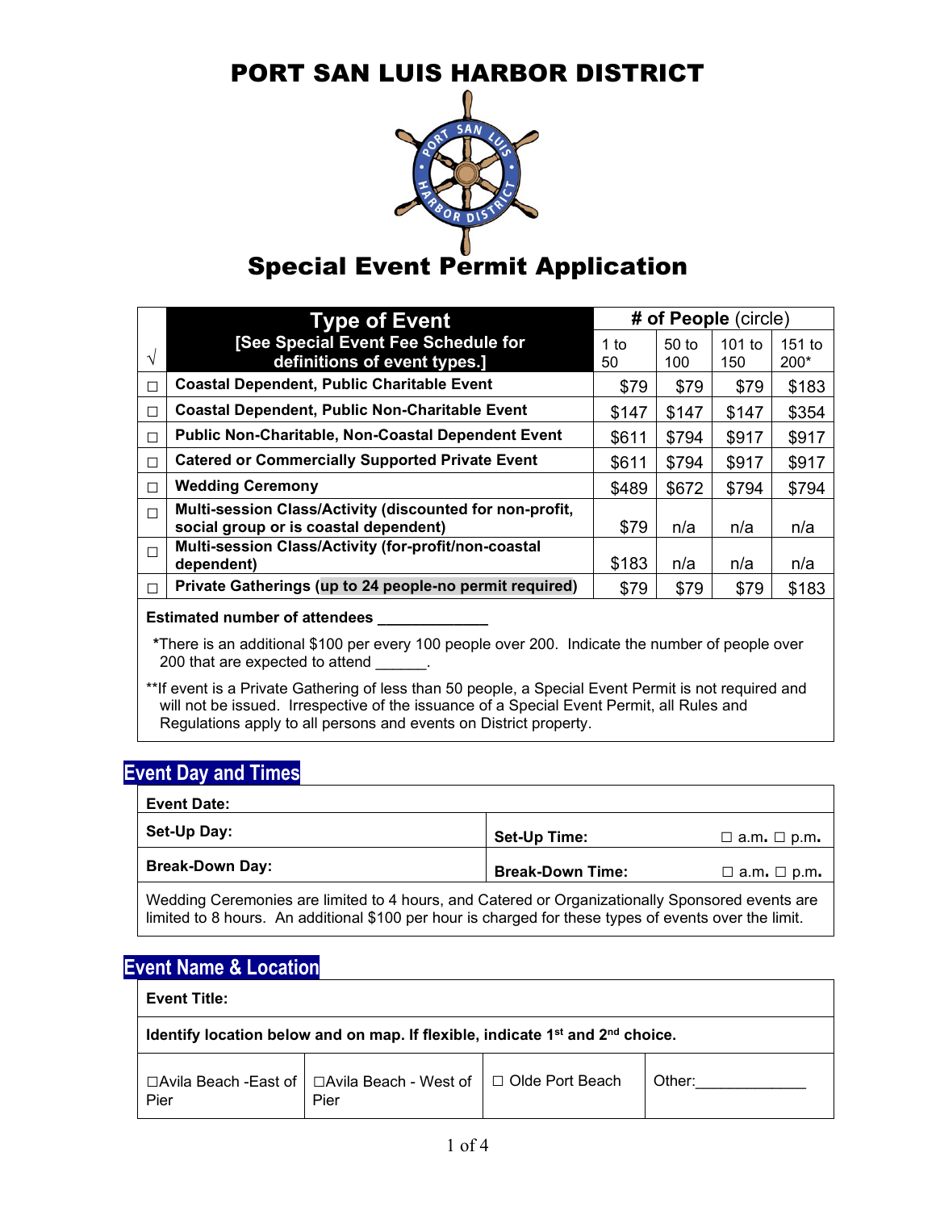# PORT SAN LUIS HARBOR DISTRICT

# Special Event Permit Application

| √ | Type of Event [See Special Event Fee Schedule for definitions of event types.] | # of People (circle) | | | |
|---|---|---|---|---|---|
| | | 1 to 50 | 50 to 100 | 101 to 150 | 151 to 200* |
| ☐ | **Coastal Dependent, Public Charitable Event** | $79 | $79 | $79 | $183 |
| ☐ | **Coastal Dependent, Public Non-Charitable Event** | $147 | $147 | $147 | $354 |
| ☐ | **Public Non-Charitable, Non-Coastal Dependent Event** | $611 | $794 | $917 | $917 |
| ☐ | **Catered or Commercially Supported Private Event** | $611 | $794 | $917 | $917 |
| ☐ | **Wedding Ceremony** | $489 | $672 | $794 | $794 |
| ☐ | **Multi-session Class/Activity (discounted for non-profit, social group or is coastal dependent)** | $79 | n/a | n/a | n/a |
| ☐ | **Multi-session Class/Activity (for-profit/non-coastal dependent)** | $183 | n/a | n/a | n/a |
| ☐ | **Private Gatherings (up to 24 people-no permit required)** | $79 | $79 | $79 | $183 |

**Estimated number of attendees** _____________

*There is an additional $100 per every 100 people over 200. Indicate the number of people over 200 that are expected to attend ______.

**If event is a Private Gathering of less than 50 people, a Special Event Permit is not required and will not be issued. Irrespective of the issuance of a Special Event Permit, all Rules and Regulations apply to all persons and events on District property.

## Event Day and Times

**Event Date:**

| **Set-Up Day:** | **Set-Up Time:** ☐ a.m. ☐ p.m. |
|---|---|
| **Break-Down Day:** | **Break-Down Time:** ☐ a.m. ☐ p.m. |

Wedding Ceremonies are limited to 4 hours, and Catered or Organizationally Sponsored events are limited to 8 hours. An additional $100 per hour is charged for these types of events over the limit.

## Event Name & Location

**Event Title:**

**Identify location below and on map. If flexible, indicate 1st and 2nd choice.**

| ☐Avila Beach -East of Pier | ☐Avila Beach - West of Pier | ☐ Olde Port Beach | Other:_____________ |
|---|---|---|---|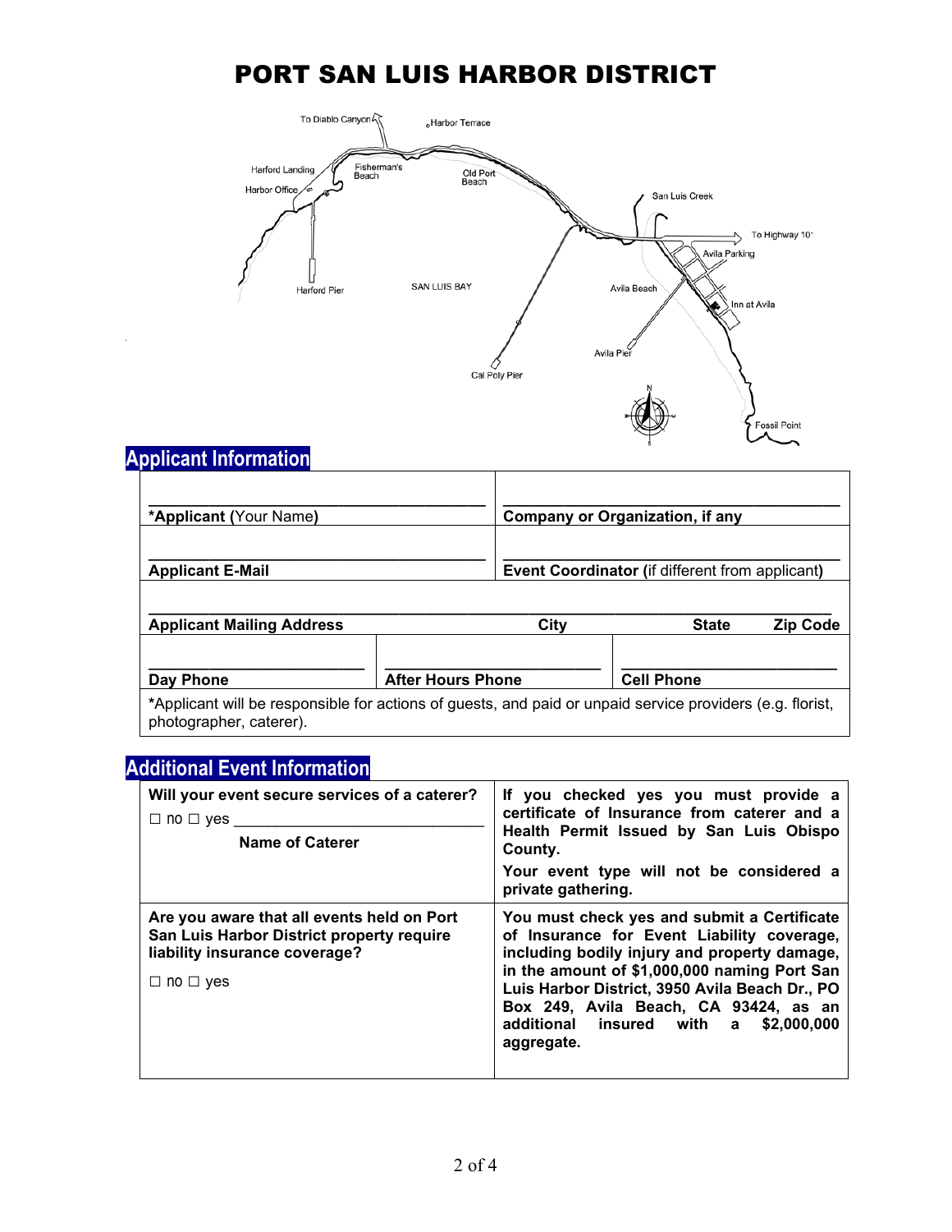# PORT SAN LUIS HARBOR DISTRICT

To Diablo Canyon
Harbor Terrace
Harford Landing
Harbor Office
Fisherman's Beach
Old Port Beach
San Luis Creek
To Highway 101
Avila Parking
Harford Pier
SAN LUIS BAY
Avila Beach
Inn at Avila
Avila Pier
Cal Poly Pier
Fossil Point

## Applicant Information

| | |
|---|---|
| \_\_\_\_\_\_\_\_\_\_\_\_\_\_\_\_\_\_\_\_\_\_\_\_\_\_\_\_\_\_\_ **\*Applicant (**Your Name**)** | \_\_\_\_\_\_\_\_\_\_\_\_\_\_\_\_\_\_\_\_\_\_\_\_\_\_\_\_\_\_\_ **Company or Organization, if any** |
| \_\_\_\_\_\_\_\_\_\_\_\_\_\_\_\_\_\_\_\_\_\_\_\_\_\_\_\_\_\_\_ **Applicant E-Mail** | \_\_\_\_\_\_\_\_\_\_\_\_\_\_\_\_\_\_\_\_\_\_\_\_\_\_\_\_\_\_\_ **Event Coordinator (**if different from applicant**)** |

\_\_\_\_\_\_\_\_\_\_\_\_\_\_\_\_\_\_\_\_\_\_\_\_\_\_\_\_\_\_\_\_\_\_\_\_\_\_\_\_\_\_\_\_\_\_\_\_\_\_\_\_\_\_\_\_\_\_\_\_
**Applicant Mailing Address** **City** **State** **Zip Code**

| | | |
|---|---|---|
| \_\_\_\_\_\_\_\_\_\_\_\_\_\_\_\_\_\_\_\_ **Day Phone** | \_\_\_\_\_\_\_\_\_\_\_\_\_\_\_\_\_\_\_\_ **After Hours Phone** | \_\_\_\_\_\_\_\_\_\_\_\_\_\_\_\_\_\_\_\_ **Cell Phone** |

\*Applicant will be responsible for actions of guests, and paid or unpaid service providers (e.g. florist, photographer, caterer).

## Additional Event Information

| | |
|---|---|
| **Will your event secure services of a caterer?** ☐ no ☐ yes \_\_\_\_\_\_\_\_\_\_\_\_\_\_\_\_\_\_\_\_\_\_\_\_ **Name of Caterer** | **If you checked yes you must provide a certificate of Insurance from caterer and a Health Permit Issued by San Luis Obispo County.** **Your event type will not be considered a private gathering.** |
| **Are you aware that all events held on Port San Luis Harbor District property require liability insurance coverage?** ☐ no ☐ yes | **You must check yes and submit a Certificate of Insurance for Event Liability coverage, including bodily injury and property damage, in the amount of \$1,000,000 naming Port San Luis Harbor District, 3950 Avila Beach Dr., PO Box 249, Avila Beach, CA 93424, as an additional insured with a \$2,000,000 aggregate.** |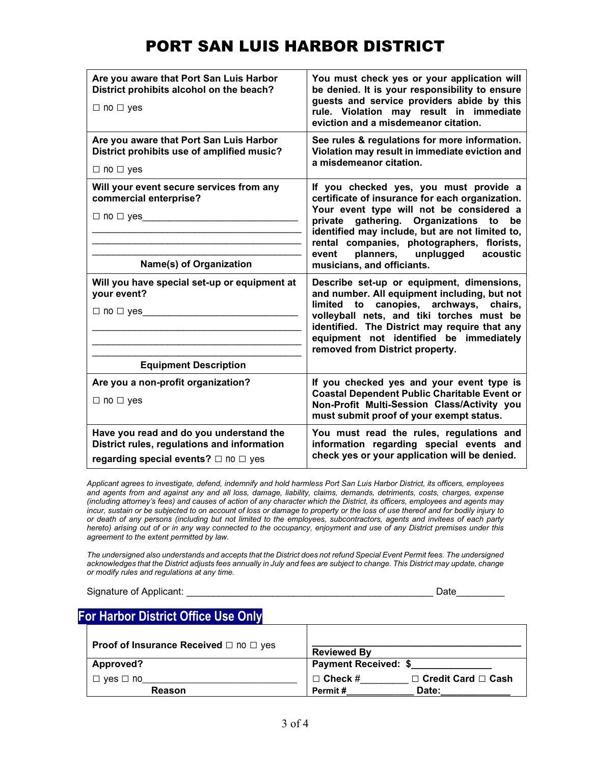# PORT SAN LUIS HARBOR DISTRICT

| | |
|---|---|
| **Are you aware that Port San Luis Harbor District prohibits alcohol on the beach?**<br>☐ no ☐ yes | **You must check yes or your application will be denied. It is your responsibility to ensure guests and service providers abide by this rule. Violation may result in immediate eviction and a misdemeanor citation.** |
| **Are you aware that Port San Luis Harbor District prohibits use of amplified music?**<br>☐ no ☐ yes | **See rules & regulations for more information. Violation may result in immediate eviction and a misdemeanor citation.** |
| **Will your event secure services from any commercial enterprise?**<br>☐ no ☐ yes______________________________<br>________________________________________<br>________________________________________<br>________________________________________<br>**Name(s) of Organization** | **If you checked yes, you must provide a certificate of insurance for each organization. Your event type will not be considered a private gathering. Organizations to be identified may include, but are not limited to, rental companies, photographers, florists, event planners, unplugged acoustic musicians, and officiants.** |
| **Will you have special set-up or equipment at your event?**<br>☐ no ☐ yes______________________________<br>________________________________________<br>________________________________________<br>________________________________________<br>**Equipment Description** | **Describe set-up or equipment, dimensions, and number. All equipment including, but not limited to canopies, archways, chairs, volleyball nets, and tiki torches must be identified. The District may require that any equipment not identified be immediately removed from District property.** |
| **Are you a non-profit organization?**<br>☐ no ☐ yes | **If you checked yes and your event type is Coastal Dependent Public Charitable Event or Non-Profit Multi-Session Class/Activity you must submit proof of your exempt status.** |
| **Have you read and do you understand the District rules, regulations and information regarding special events?** ☐ no ☐ yes | **You must read the rules, regulations and information regarding special events and check yes or your application will be denied.** |

*Applicant agrees to investigate, defend, indemnify and hold harmless Port San Luis Harbor District, its officers, employees and agents from and against any and all loss, damage, liability, claims, demands, detriments, costs, charges, expense (including attorney's fees) and causes of action of any character which the District, its officers, employees and agents may incur, sustain or be subjected to on account of loss or damage to property or the loss of use thereof and for bodily injury to or death of any persons (including but not limited to the employees, subcontractors, agents and invitees of each party hereto) arising out of or in any way connected to the occupancy, enjoyment and use of any District premises under this agreement to the extent permitted by law.*

*The undersigned also understands and accepts that the District does not refund Special Event Permit fees. The undersigned acknowledges that the District adjusts fees annually in July and fees are subject to change. This District may update, change or modify rules and regulations at any time.*

Signature of Applicant: _______________________________________________ Date_________

## For Harbor District Office Use Only

| | |
|---|---|
| **Proof of Insurance Received** ☐ no ☐ yes | ________________________________________<br>**Reviewed By** |
| **Approved?**<br>☐ yes ☐ no_____________________________<br>**Reason** | **Payment Received: $**_______________<br>☐ **Check #**_________ ☐ **Credit Card** ☐ **Cash**<br>**Permit #**_____________ **Date:**_____________ |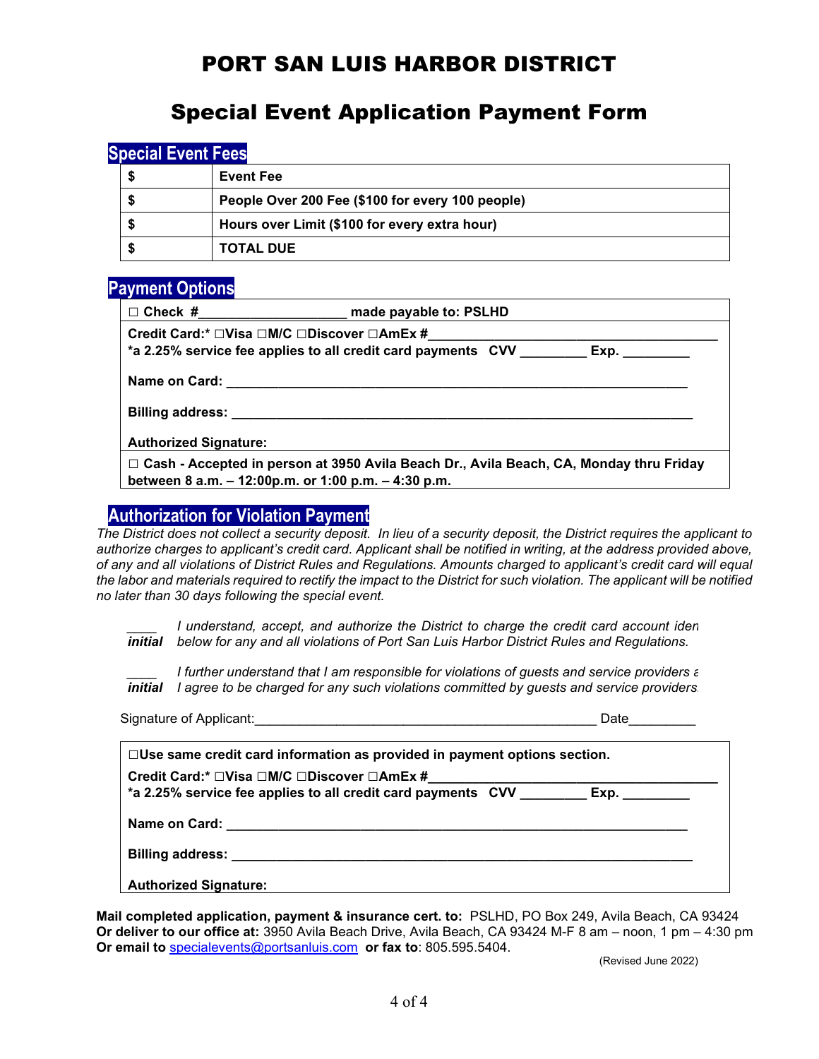# PORT SAN LUIS HARBOR DISTRICT

## Special Event Application Payment Form

### Special Event Fees

| | |
|---|---|
| $ | **Event Fee** |
| $ | **People Over 200 Fee ($100 for every 100 people)** |
| $ | **Hours over Limit ($100 for every extra hour)** |
| $ | **TOTAL DUE** |

### Payment Options

**☐ Check #____________________ made payable to: PSLHD**

**Credit Card:* ☐Visa ☐M/C ☐Discover ☐AmEx #______________________________________**
***a 2.25% service fee applies to all credit card payments CVV _________ Exp. _________**

**Name on Card: ____________________________________________________________**

**Billing address: ___________________________________________________________**

**Authorized Signature:**

**☐ Cash - Accepted in person at 3950 Avila Beach Dr., Avila Beach, CA, Monday thru Friday between 8 a.m. – 12:00p.m. or 1:00 p.m. – 4:30 p.m.**

### Authorization for Violation Payment

*The District does not collect a security deposit. In lieu of a security deposit, the District requires the applicant to authorize charges to applicant's credit card. Applicant shall be notified in writing, at the address provided above, of any and all violations of District Rules and Regulations. Amounts charged to applicant's credit card will equal the labor and materials required to rectify the impact to the District for such violation. The applicant will be notified no later than 30 days following the special event.*

____ ***initial*** *I understand, accept, and authorize the District to charge the credit card account iden below for any and all violations of Port San Luis Harbor District Rules and Regulations.*

____ ***initial*** *I further understand that I am responsible for violations of guests and service providers a I agree to be charged for any such violations committed by guests and service providers.*

Signature of Applicant:_____________________________________________ Date_________

**☐Use same credit card information as provided in payment options section.**

**Credit Card:* ☐Visa ☐M/C ☐Discover ☐AmEx #______________________________________**
***a 2.25% service fee applies to all credit card payments CVV _________ Exp. _________**

**Name on Card: ____________________________________________________________**

**Billing address: ___________________________________________________________**

**Authorized Signature:**

**Mail completed application, payment & insurance cert. to:** PSLHD, PO Box 249, Avila Beach, CA 93424
**Or deliver to our office at:** 3950 Avila Beach Drive, Avila Beach, CA 93424 M-F 8 am – noon, 1 pm – 4:30 pm
**Or email to** specialevents@portsanluis.com **or fax to**: 805.595.5404.

(Revised June 2022)